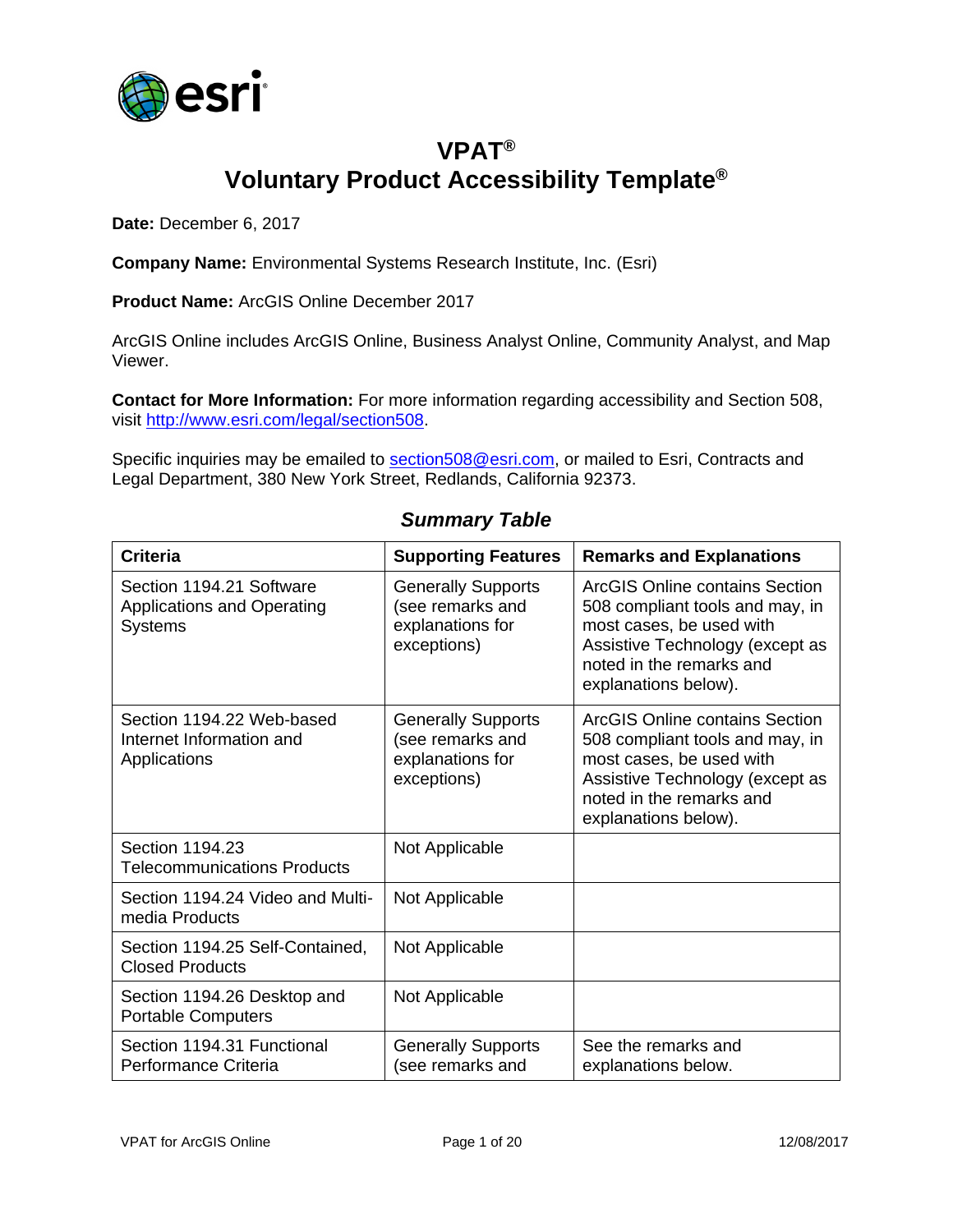# VPAT®
# Voluntary Product Accessibility Template®

**Date:** December 6, 2017

**Company Name:** Environmental Systems Research Institute, Inc. (Esri)

**Product Name:** ArcGIS Online December 2017

ArcGIS Online includes ArcGIS Online, Business Analyst Online, Community Analyst, and Map Viewer.

**Contact for More Information:** For more information regarding accessibility and Section 508, visit http://www.esri.com/legal/section508.

Specific inquiries may be emailed to section508@esri.com, or mailed to Esri, Contracts and Legal Department, 380 New York Street, Redlands, California 92373.

## *Summary Table*

| Criteria | Supporting Features | Remarks and Explanations |
|---|---|---|
| Section 1194.21 Software Applications and Operating Systems | Generally Supports (see remarks and explanations for exceptions) | ArcGIS Online contains Section 508 compliant tools and may, in most cases, be used with Assistive Technology (except as noted in the remarks and explanations below). |
| Section 1194.22 Web-based Internet Information and Applications | Generally Supports (see remarks and explanations for exceptions) | ArcGIS Online contains Section 508 compliant tools and may, in most cases, be used with Assistive Technology (except as noted in the remarks and explanations below). |
| Section 1194.23 Telecommunications Products | Not Applicable | |
| Section 1194.24 Video and Multi-media Products | Not Applicable | |
| Section 1194.25 Self-Contained, Closed Products | Not Applicable | |
| Section 1194.26 Desktop and Portable Computers | Not Applicable | |
| Section 1194.31 Functional Performance Criteria | Generally Supports (see remarks and | See the remarks and explanations below. |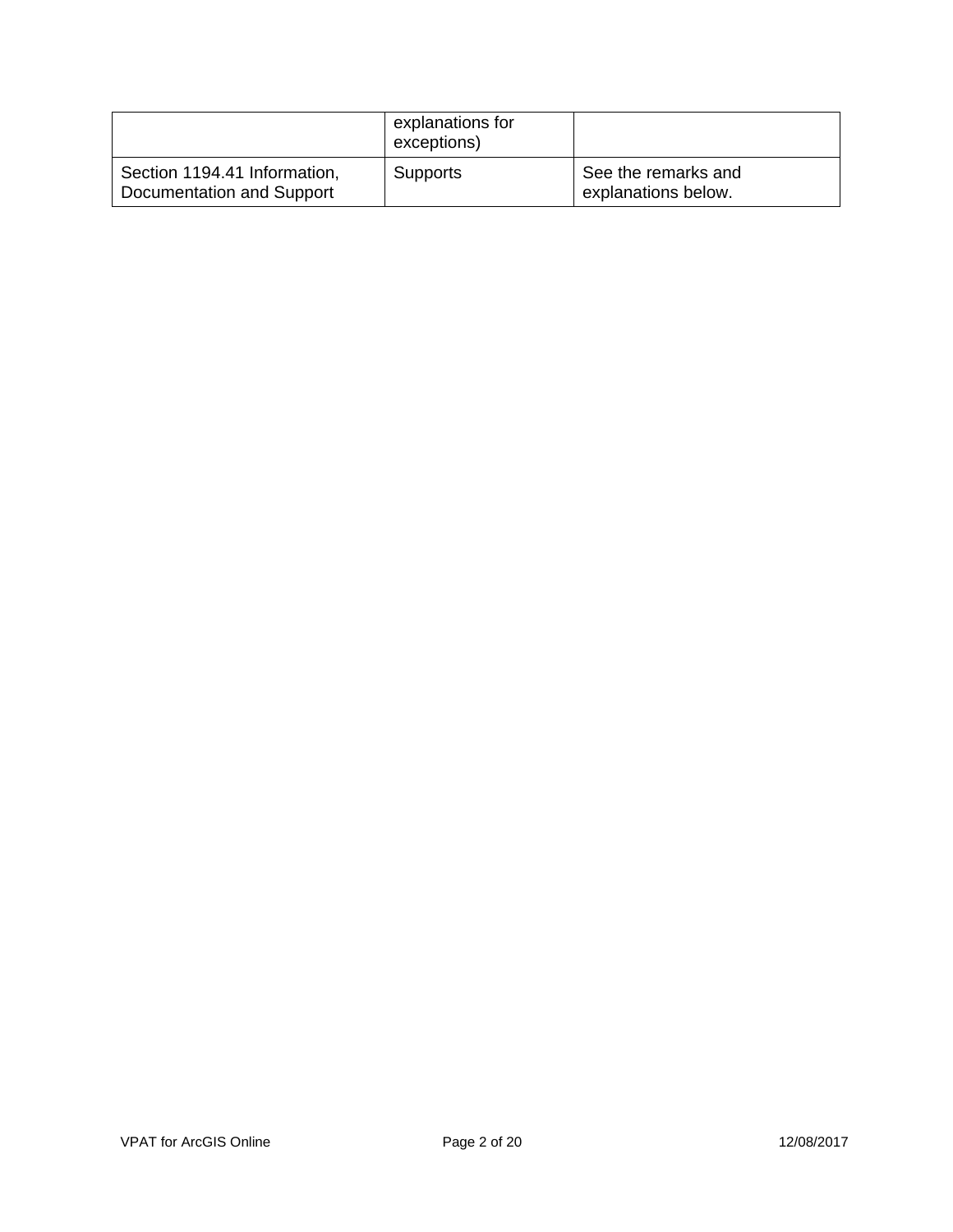| | explanations for exceptions) | |
| --- | --- | --- |
| Section 1194.41 Information, Documentation and Support | Supports | See the remarks and explanations below. |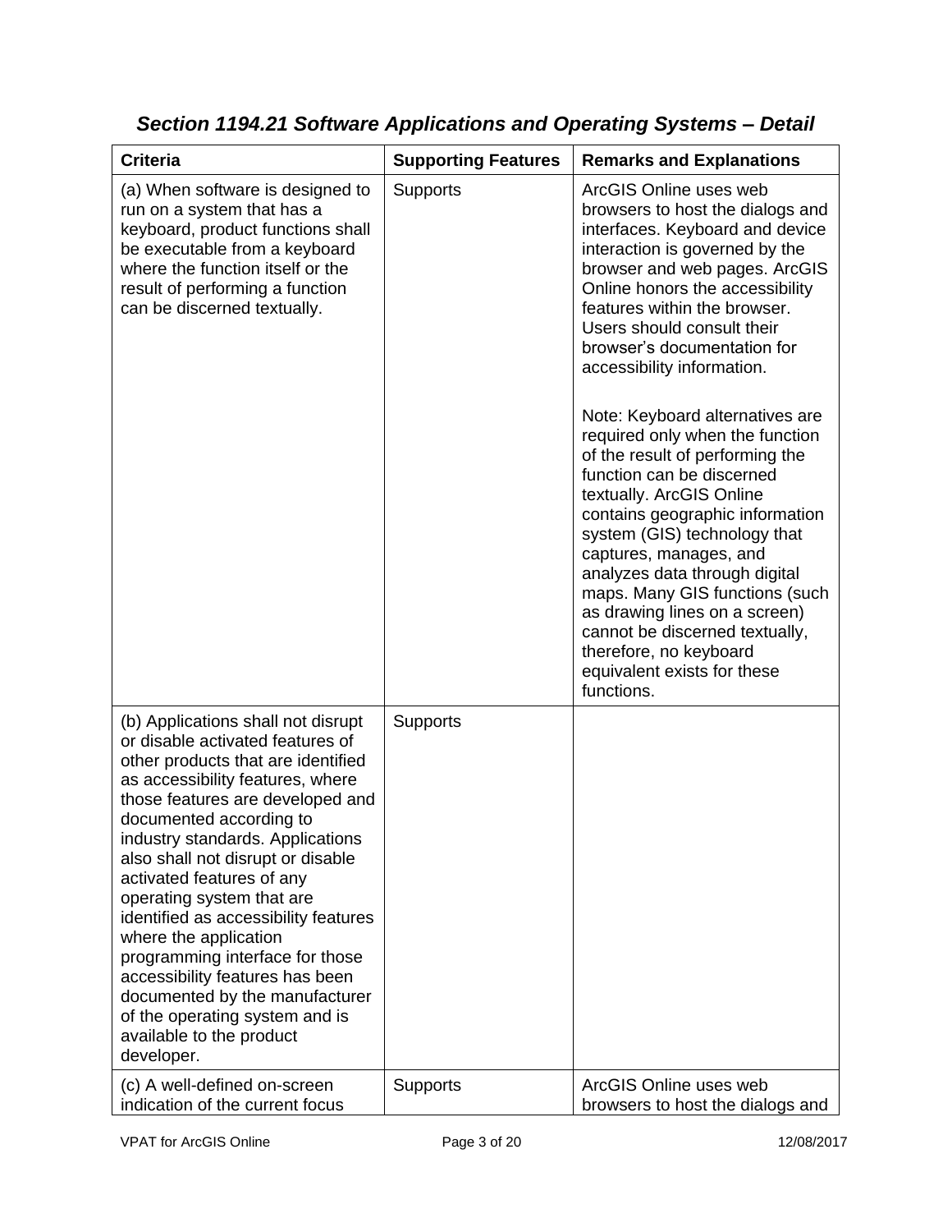## *Section 1194.21 Software Applications and Operating Systems – Detail*

| Criteria | Supporting Features | Remarks and Explanations |
|---|---|---|
| (a) When software is designed to run on a system that has a keyboard, product functions shall be executable from a keyboard where the function itself or the result of performing a function can be discerned textually. | Supports | ArcGIS Online uses web browsers to host the dialogs and interfaces. Keyboard and device interaction is governed by the browser and web pages. ArcGIS Online honors the accessibility features within the browser. Users should consult their browser's documentation for accessibility information.<br><br>Note: Keyboard alternatives are required only when the function of the result of performing the function can be discerned textually. ArcGIS Online contains geographic information system (GIS) technology that captures, manages, and analyzes data through digital maps. Many GIS functions (such as drawing lines on a screen) cannot be discerned textually, therefore, no keyboard equivalent exists for these functions. |
| (b) Applications shall not disrupt or disable activated features of other products that are identified as accessibility features, where those features are developed and documented according to industry standards. Applications also shall not disrupt or disable activated features of any operating system that are identified as accessibility features where the application programming interface for those accessibility features has been documented by the manufacturer of the operating system and is available to the product developer. | Supports | |
| (c) A well-defined on-screen indication of the current focus | Supports | ArcGIS Online uses web browsers to host the dialogs and |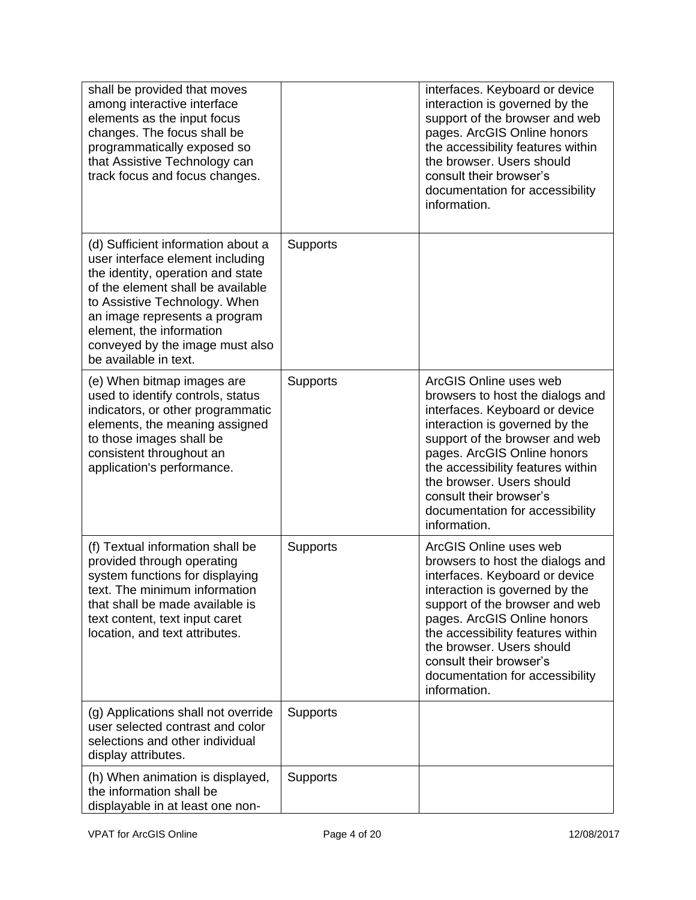| | | |
|---|---|---|
| shall be provided that moves among interactive interface elements as the input focus changes. The focus shall be programmatically exposed so that Assistive Technology can track focus and focus changes. | | interfaces. Keyboard or device interaction is governed by the support of the browser and web pages. ArcGIS Online honors the accessibility features within the browser. Users should consult their browser's documentation for accessibility information. |
| (d) Sufficient information about a user interface element including the identity, operation and state of the element shall be available to Assistive Technology. When an image represents a program element, the information conveyed by the image must also be available in text. | Supports | |
| (e) When bitmap images are used to identify controls, status indicators, or other programmatic elements, the meaning assigned to those images shall be consistent throughout an application's performance. | Supports | ArcGIS Online uses web browsers to host the dialogs and interfaces. Keyboard or device interaction is governed by the support of the browser and web pages. ArcGIS Online honors the accessibility features within the browser. Users should consult their browser's documentation for accessibility information. |
| (f) Textual information shall be provided through operating system functions for displaying text. The minimum information that shall be made available is text content, text input caret location, and text attributes. | Supports | ArcGIS Online uses web browsers to host the dialogs and interfaces. Keyboard or device interaction is governed by the support of the browser and web pages. ArcGIS Online honors the accessibility features within the browser. Users should consult their browser's documentation for accessibility information. |
| (g) Applications shall not override user selected contrast and color selections and other individual display attributes. | Supports | |
| (h) When animation is displayed, the information shall be displayable in at least one non- | Supports | |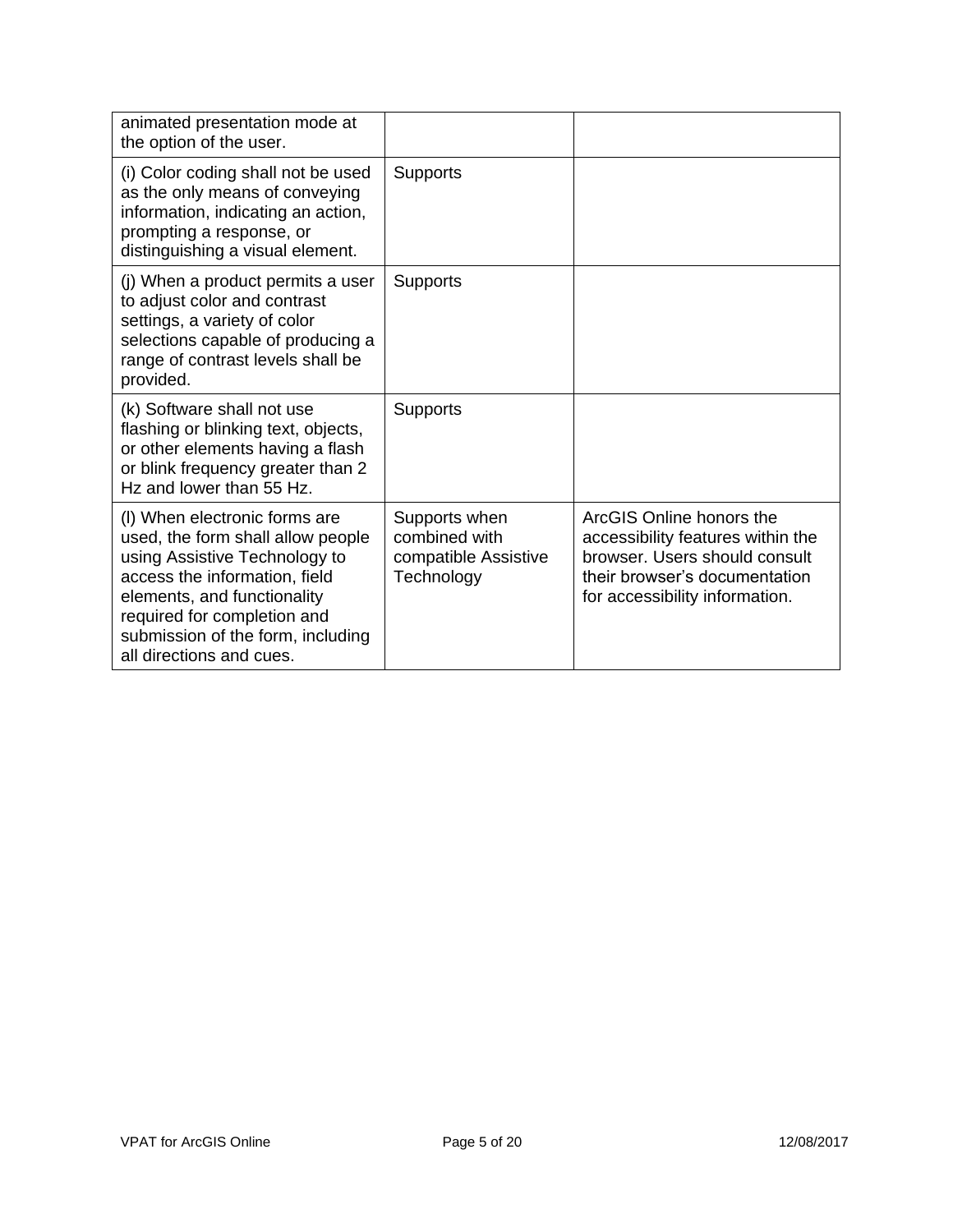| | | |
|---|---|---|
| animated presentation mode at the option of the user. | | |
| (i) Color coding shall not be used as the only means of conveying information, indicating an action, prompting a response, or distinguishing a visual element. | Supports | |
| (j) When a product permits a user to adjust color and contrast settings, a variety of color selections capable of producing a range of contrast levels shall be provided. | Supports | |
| (k) Software shall not use flashing or blinking text, objects, or other elements having a flash or blink frequency greater than 2 Hz and lower than 55 Hz. | Supports | |
| (l) When electronic forms are used, the form shall allow people using Assistive Technology to access the information, field elements, and functionality required for completion and submission of the form, including all directions and cues. | Supports when combined with compatible Assistive Technology | ArcGIS Online honors the accessibility features within the browser. Users should consult their browser's documentation for accessibility information. |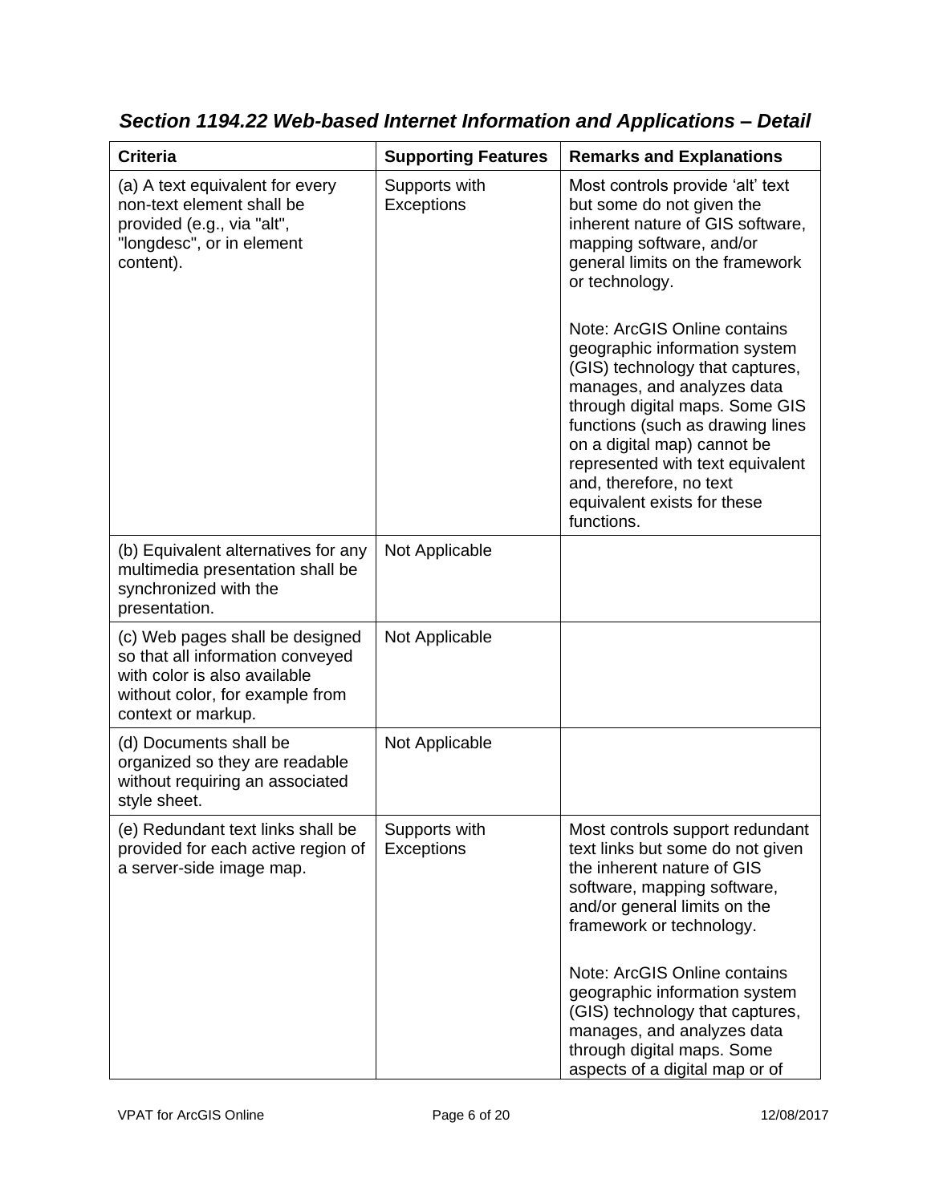### *Section 1194.22 Web-based Internet Information and Applications – Detail*

| Criteria | Supporting Features | Remarks and Explanations |
|---|---|---|
| (a) A text equivalent for every non-text element shall be provided (e.g., via "alt", "longdesc", or in element content). | Supports with Exceptions | Most controls provide 'alt' text but some do not given the inherent nature of GIS software, mapping software, and/or general limits on the framework or technology.<br><br>Note: ArcGIS Online contains geographic information system (GIS) technology that captures, manages, and analyzes data through digital maps. Some GIS functions (such as drawing lines on a digital map) cannot be represented with text equivalent and, therefore, no text equivalent exists for these functions. |
| (b) Equivalent alternatives for any multimedia presentation shall be synchronized with the presentation. | Not Applicable | |
| (c) Web pages shall be designed so that all information conveyed with color is also available without color, for example from context or markup. | Not Applicable | |
| (d) Documents shall be organized so they are readable without requiring an associated style sheet. | Not Applicable | |
| (e) Redundant text links shall be provided for each active region of a server-side image map. | Supports with Exceptions | Most controls support redundant text links but some do not given the inherent nature of GIS software, mapping software, and/or general limits on the framework or technology.<br><br>Note: ArcGIS Online contains geographic information system (GIS) technology that captures, manages, and analyzes data through digital maps. Some aspects of a digital map or of |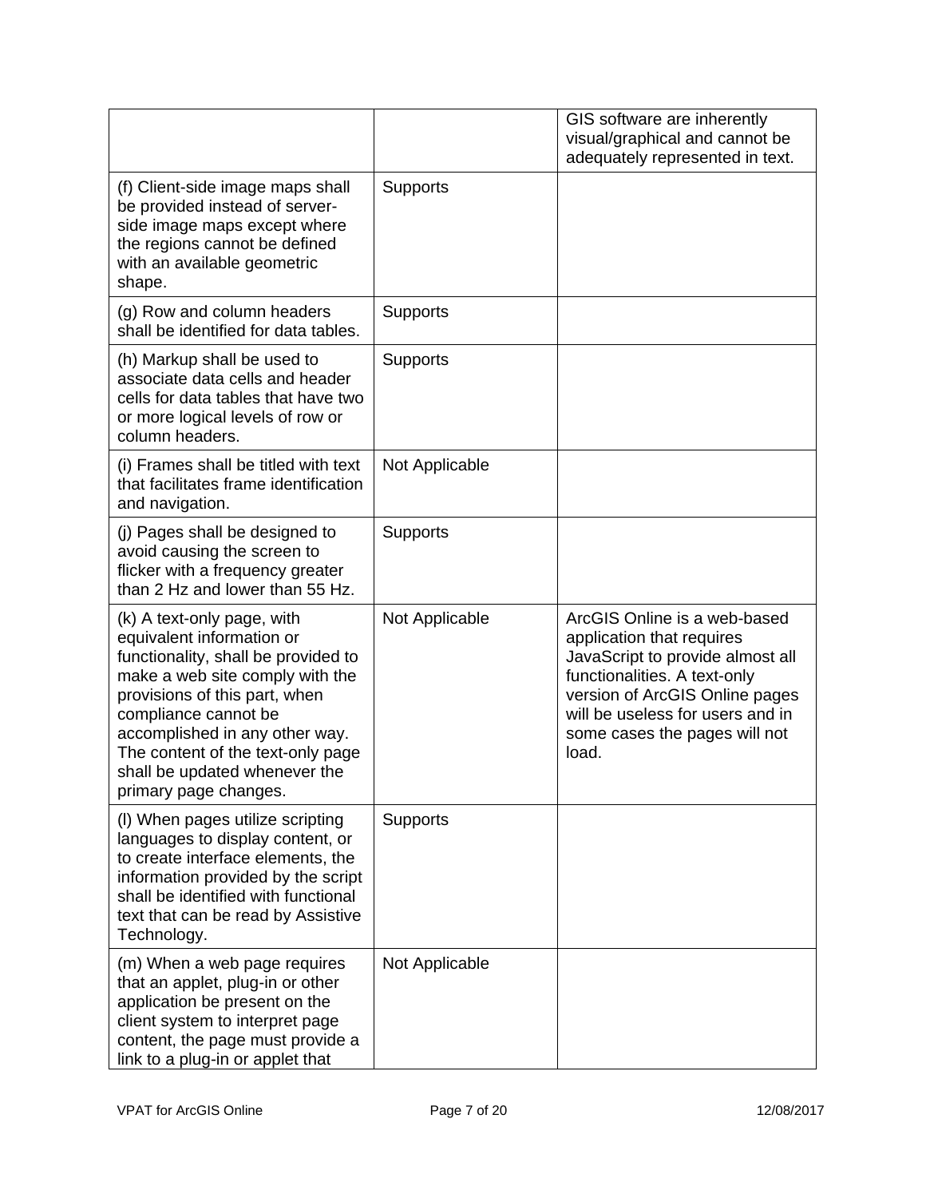| | | GIS software are inherently visual/graphical and cannot be adequately represented in text. |
|---|---|---|
| (f) Client-side image maps shall be provided instead of server-side image maps except where the regions cannot be defined with an available geometric shape. | Supports | |
| (g) Row and column headers shall be identified for data tables. | Supports | |
| (h) Markup shall be used to associate data cells and header cells for data tables that have two or more logical levels of row or column headers. | Supports | |
| (i) Frames shall be titled with text that facilitates frame identification and navigation. | Not Applicable | |
| (j) Pages shall be designed to avoid causing the screen to flicker with a frequency greater than 2 Hz and lower than 55 Hz. | Supports | |
| (k) A text-only page, with equivalent information or functionality, shall be provided to make a web site comply with the provisions of this part, when compliance cannot be accomplished in any other way. The content of the text-only page shall be updated whenever the primary page changes. | Not Applicable | ArcGIS Online is a web-based application that requires JavaScript to provide almost all functionalities. A text-only version of ArcGIS Online pages will be useless for users and in some cases the pages will not load. |
| (l) When pages utilize scripting languages to display content, or to create interface elements, the information provided by the script shall be identified with functional text that can be read by Assistive Technology. | Supports | |
| (m) When a web page requires that an applet, plug-in or other application be present on the client system to interpret page content, the page must provide a link to a plug-in or applet that | Not Applicable | |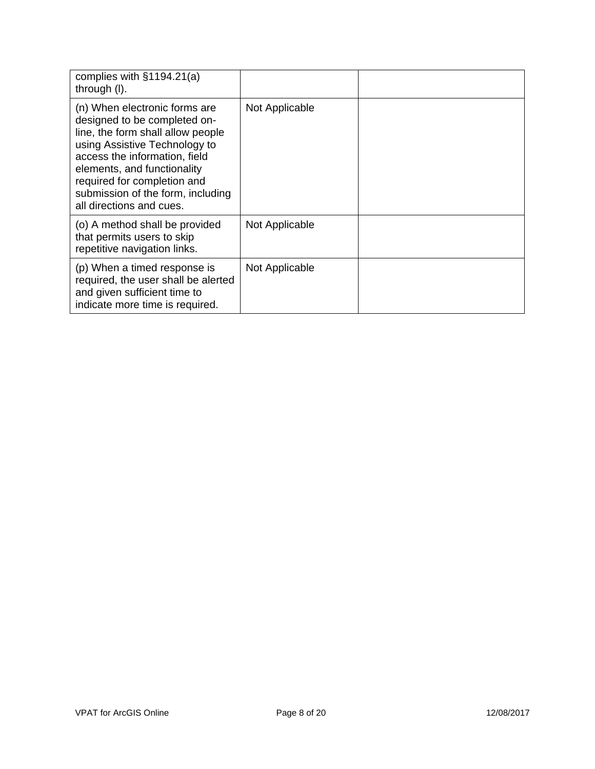| | | |
|---|---|---|
| complies with §1194.21(a) through (l). | | |
| (n) When electronic forms are designed to be completed on-line, the form shall allow people using Assistive Technology to access the information, field elements, and functionality required for completion and submission of the form, including all directions and cues. | Not Applicable | |
| (o) A method shall be provided that permits users to skip repetitive navigation links. | Not Applicable | |
| (p) When a timed response is required, the user shall be alerted and given sufficient time to indicate more time is required. | Not Applicable | |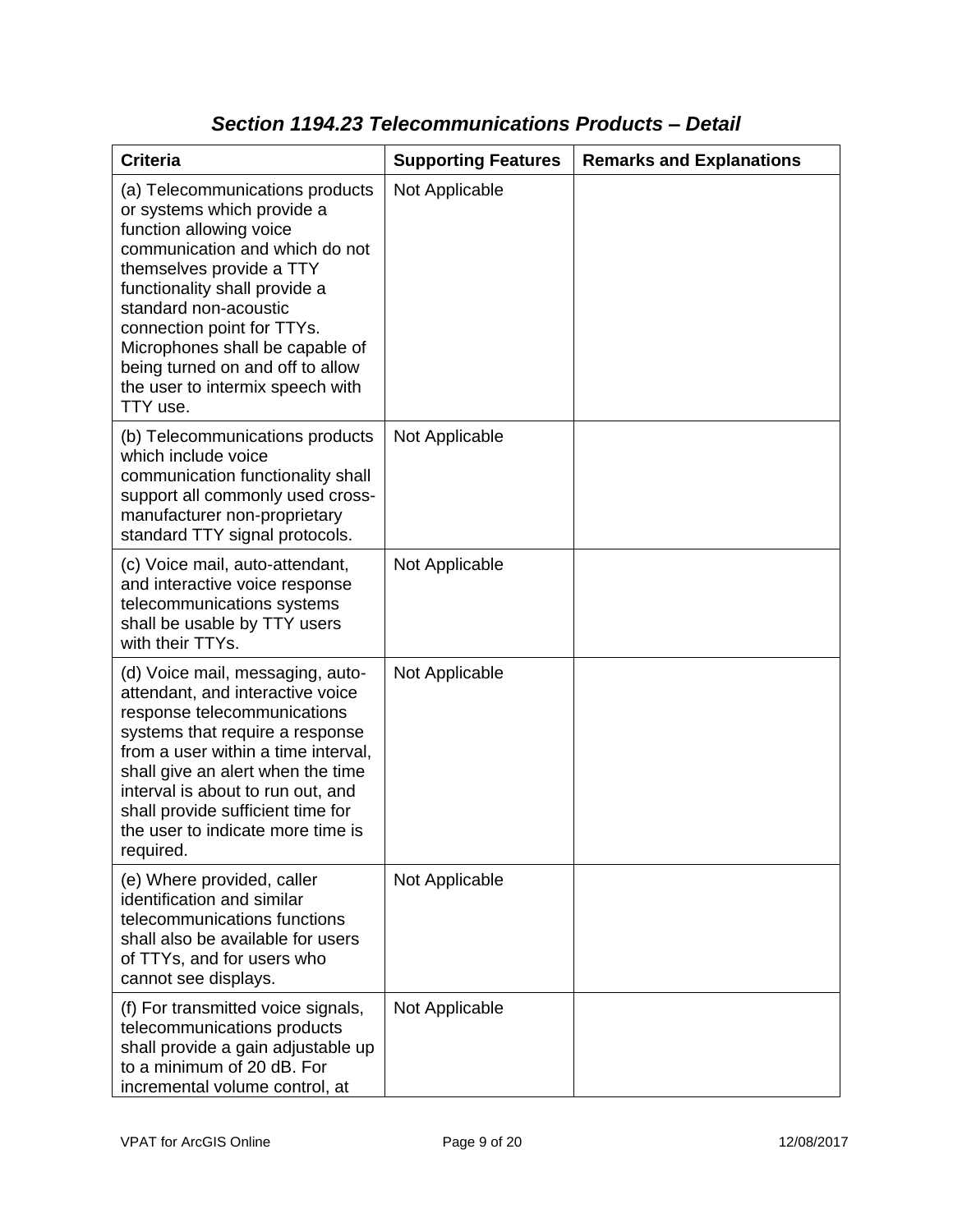### *Section 1194.23 Telecommunications Products – Detail*

| Criteria | Supporting Features | Remarks and Explanations |
| --- | --- | --- |
| (a) Telecommunications products or systems which provide a function allowing voice communication and which do not themselves provide a TTY functionality shall provide a standard non-acoustic connection point for TTYs. Microphones shall be capable of being turned on and off to allow the user to intermix speech with TTY use. | Not Applicable | |
| (b) Telecommunications products which include voice communication functionality shall support all commonly used cross-manufacturer non-proprietary standard TTY signal protocols. | Not Applicable | |
| (c) Voice mail, auto-attendant, and interactive voice response telecommunications systems shall be usable by TTY users with their TTYs. | Not Applicable | |
| (d) Voice mail, messaging, auto-attendant, and interactive voice response telecommunications systems that require a response from a user within a time interval, shall give an alert when the time interval is about to run out, and shall provide sufficient time for the user to indicate more time is required. | Not Applicable | |
| (e) Where provided, caller identification and similar telecommunications functions shall also be available for users of TTYs, and for users who cannot see displays. | Not Applicable | |
| (f) For transmitted voice signals, telecommunications products shall provide a gain adjustable up to a minimum of 20 dB. For incremental volume control, at | Not Applicable | |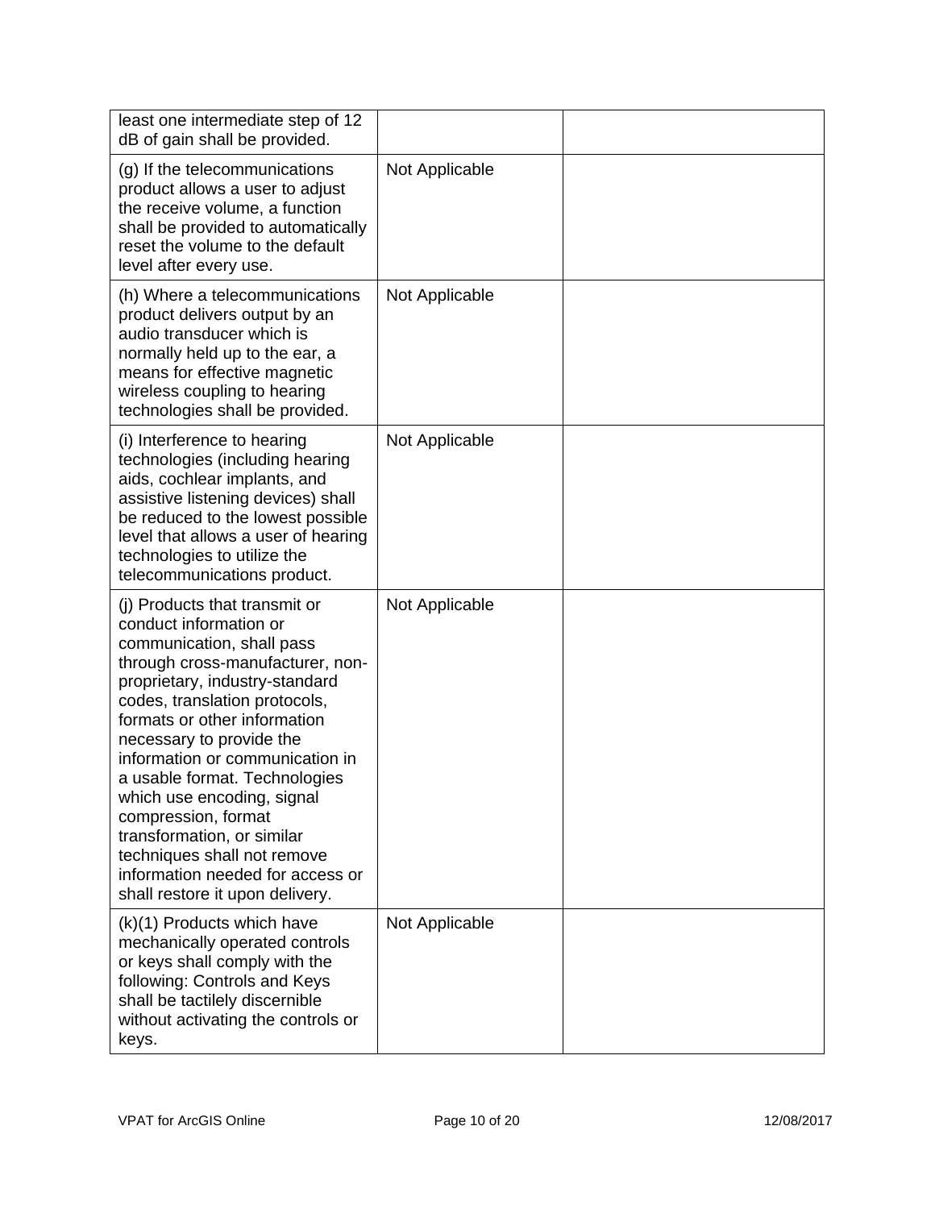| | | |
|---|---|---|
| least one intermediate step of 12 dB of gain shall be provided. | | |
| (g) If the telecommunications product allows a user to adjust the receive volume, a function shall be provided to automatically reset the volume to the default level after every use. | Not Applicable | |
| (h) Where a telecommunications product delivers output by an audio transducer which is normally held up to the ear, a means for effective magnetic wireless coupling to hearing technologies shall be provided. | Not Applicable | |
| (i) Interference to hearing technologies (including hearing aids, cochlear implants, and assistive listening devices) shall be reduced to the lowest possible level that allows a user of hearing technologies to utilize the telecommunications product. | Not Applicable | |
| (j) Products that transmit or conduct information or communication, shall pass through cross-manufacturer, non-proprietary, industry-standard codes, translation protocols, formats or other information necessary to provide the information or communication in a usable format. Technologies which use encoding, signal compression, format transformation, or similar techniques shall not remove information needed for access or shall restore it upon delivery. | Not Applicable | |
| (k)(1) Products which have mechanically operated controls or keys shall comply with the following: Controls and Keys shall be tactilely discernible without activating the controls or keys. | Not Applicable | |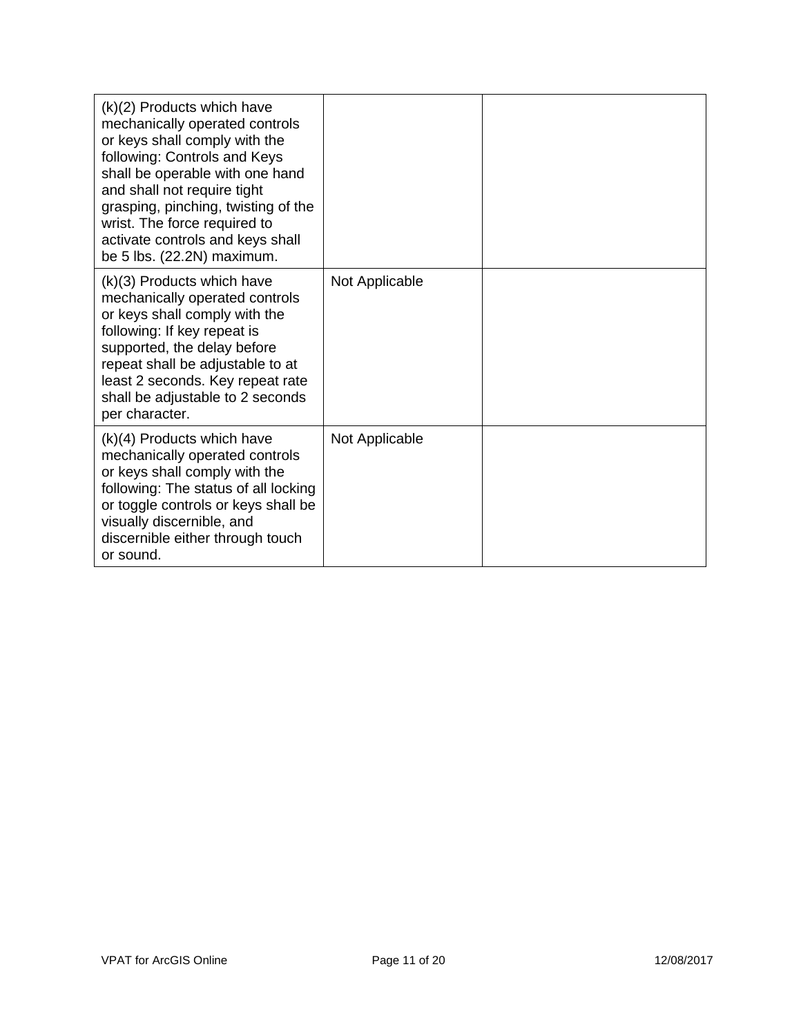| | | |
|---|---|---|
| (k)(2) Products which have mechanically operated controls or keys shall comply with the following: Controls and Keys shall be operable with one hand and shall not require tight grasping, pinching, twisting of the wrist. The force required to activate controls and keys shall be 5 lbs. (22.2N) maximum. | | |
| (k)(3) Products which have mechanically operated controls or keys shall comply with the following: If key repeat is supported, the delay before repeat shall be adjustable to at least 2 seconds. Key repeat rate shall be adjustable to 2 seconds per character. | Not Applicable | |
| (k)(4) Products which have mechanically operated controls or keys shall comply with the following: The status of all locking or toggle controls or keys shall be visually discernible, and discernible either through touch or sound. | Not Applicable | |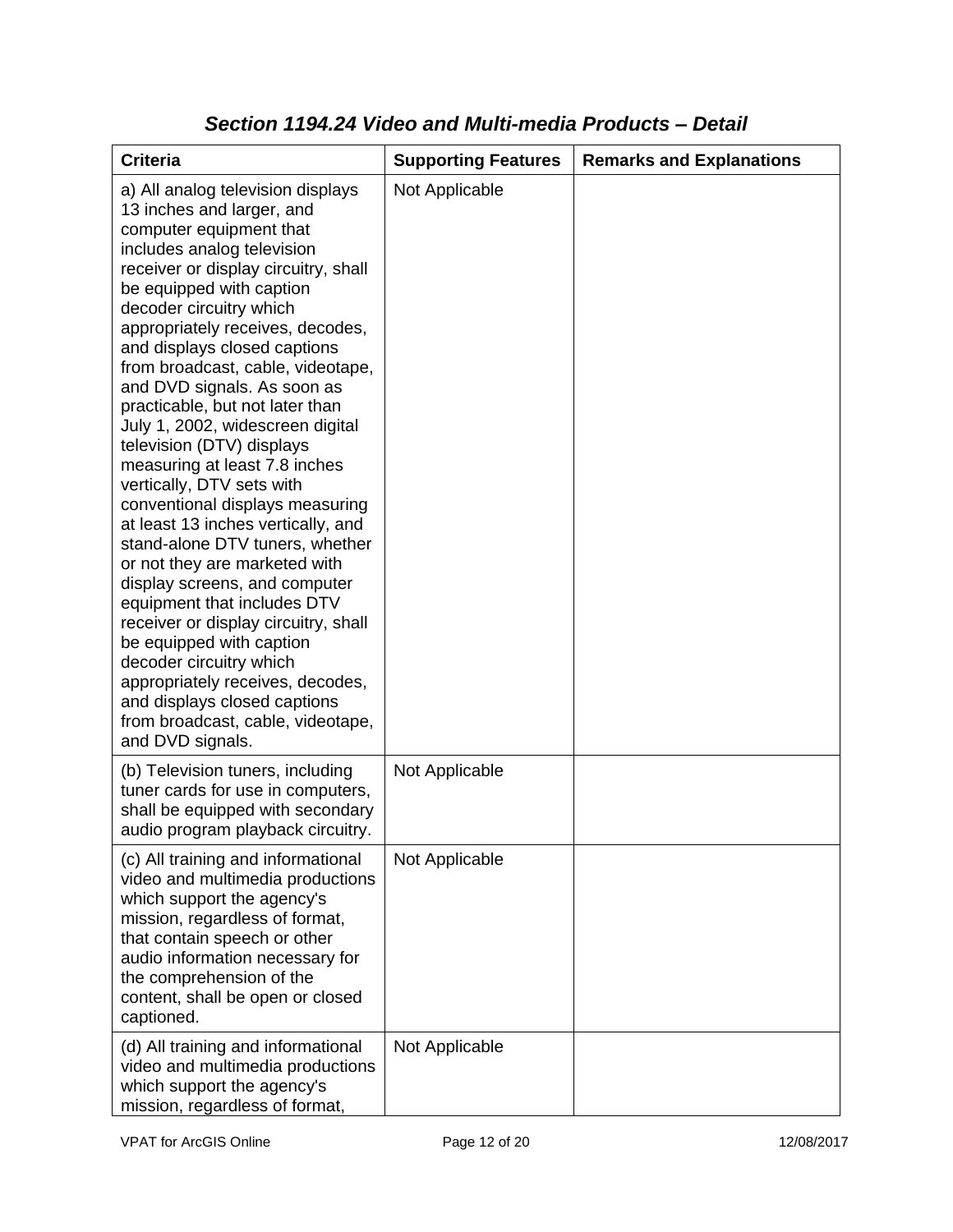## *Section 1194.24 Video and Multi-media Products – Detail*

| Criteria | Supporting Features | Remarks and Explanations |
|---|---|---|
| a) All analog television displays 13 inches and larger, and computer equipment that includes analog television receiver or display circuitry, shall be equipped with caption decoder circuitry which appropriately receives, decodes, and displays closed captions from broadcast, cable, videotape, and DVD signals. As soon as practicable, but not later than July 1, 2002, widescreen digital television (DTV) displays measuring at least 7.8 inches vertically, DTV sets with conventional displays measuring at least 13 inches vertically, and stand-alone DTV tuners, whether or not they are marketed with display screens, and computer equipment that includes DTV receiver or display circuitry, shall be equipped with caption decoder circuitry which appropriately receives, decodes, and displays closed captions from broadcast, cable, videotape, and DVD signals. | Not Applicable | |
| (b) Television tuners, including tuner cards for use in computers, shall be equipped with secondary audio program playback circuitry. | Not Applicable | |
| (c) All training and informational video and multimedia productions which support the agency's mission, regardless of format, that contain speech or other audio information necessary for the comprehension of the content, shall be open or closed captioned. | Not Applicable | |
| (d) All training and informational video and multimedia productions which support the agency's mission, regardless of format, | Not Applicable | |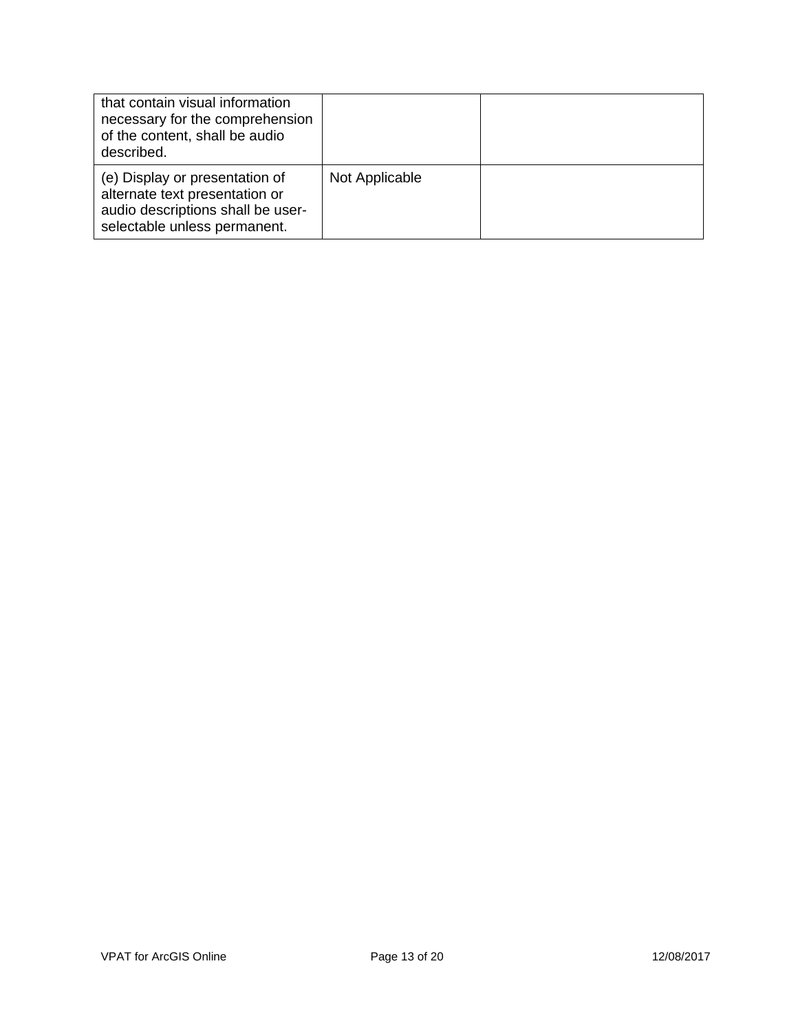| | | |
|---|---|---|
| that contain visual information necessary for the comprehension of the content, shall be audio described. | | |
| (e) Display or presentation of alternate text presentation or audio descriptions shall be user-selectable unless permanent. | Not Applicable | |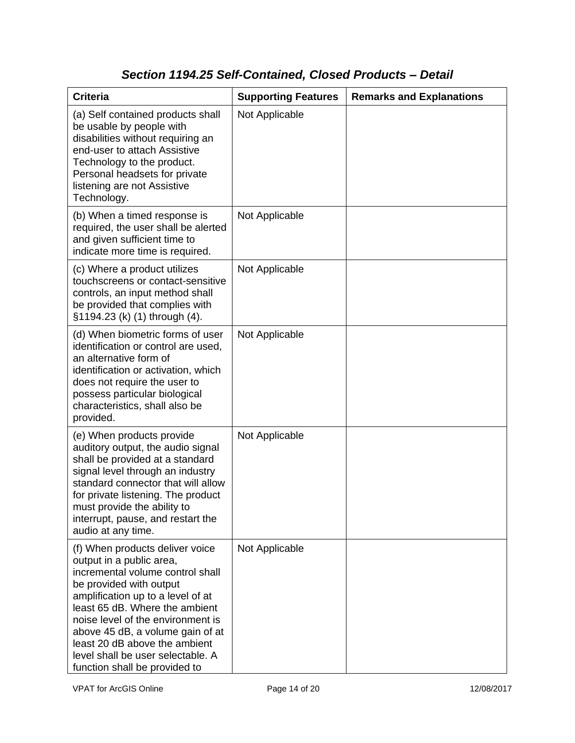### *Section 1194.25 Self-Contained, Closed Products – Detail*

| Criteria | Supporting Features | Remarks and Explanations |
|---|---|---|
| (a) Self contained products shall be usable by people with disabilities without requiring an end-user to attach Assistive Technology to the product. Personal headsets for private listening are not Assistive Technology. | Not Applicable | |
| (b) When a timed response is required, the user shall be alerted and given sufficient time to indicate more time is required. | Not Applicable | |
| (c) Where a product utilizes touchscreens or contact-sensitive controls, an input method shall be provided that complies with §1194.23 (k) (1) through (4). | Not Applicable | |
| (d) When biometric forms of user identification or control are used, an alternative form of identification or activation, which does not require the user to possess particular biological characteristics, shall also be provided. | Not Applicable | |
| (e) When products provide auditory output, the audio signal shall be provided at a standard signal level through an industry standard connector that will allow for private listening. The product must provide the ability to interrupt, pause, and restart the audio at any time. | Not Applicable | |
| (f) When products deliver voice output in a public area, incremental volume control shall be provided with output amplification up to a level of at least 65 dB. Where the ambient noise level of the environment is above 45 dB, a volume gain of at least 20 dB above the ambient level shall be user selectable. A function shall be provided to | Not Applicable | |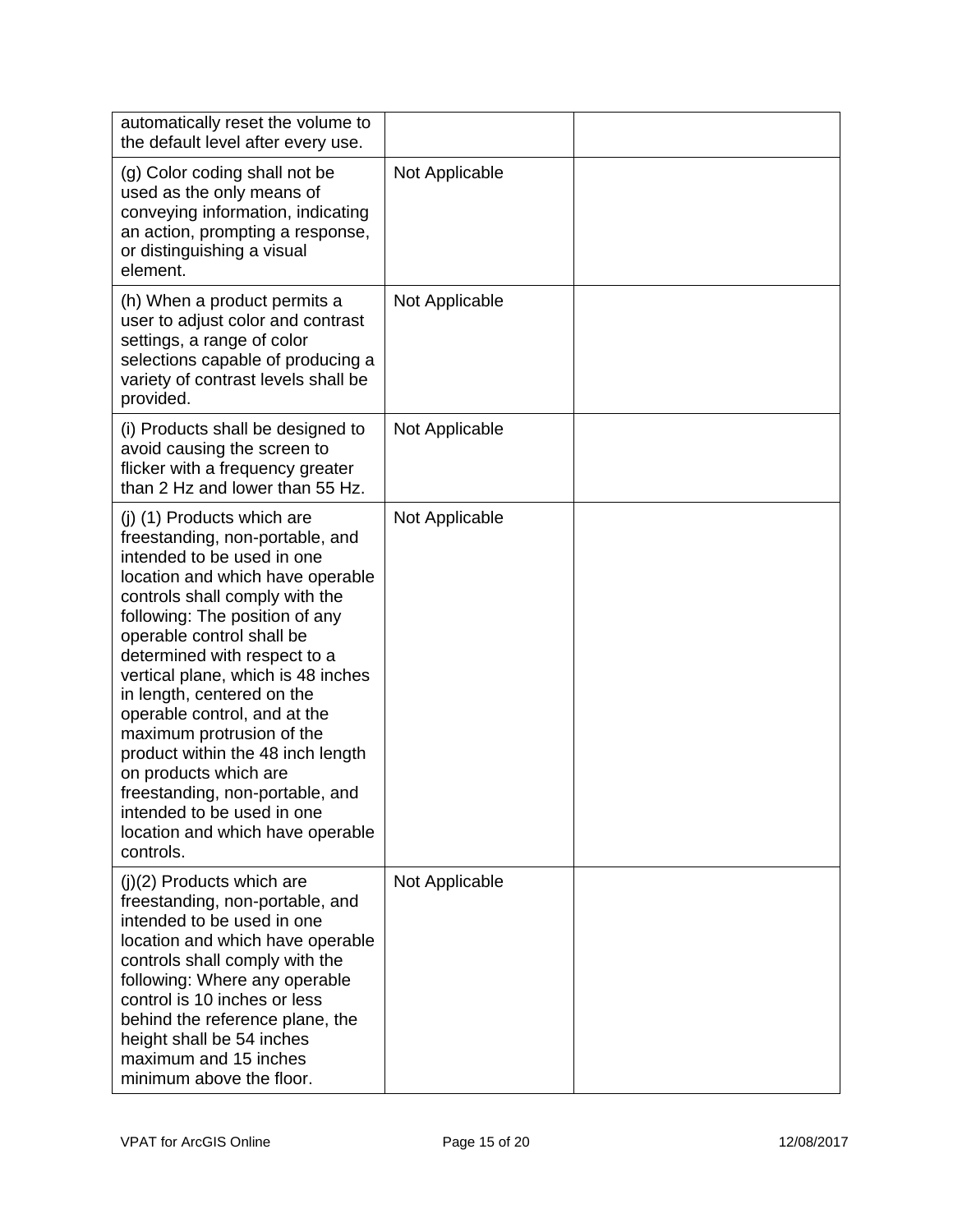| | | |
|---|---|---|
| automatically reset the volume to the default level after every use. | | |
| (g) Color coding shall not be used as the only means of conveying information, indicating an action, prompting a response, or distinguishing a visual element. | Not Applicable | |
| (h) When a product permits a user to adjust color and contrast settings, a range of color selections capable of producing a variety of contrast levels shall be provided. | Not Applicable | |
| (i) Products shall be designed to avoid causing the screen to flicker with a frequency greater than 2 Hz and lower than 55 Hz. | Not Applicable | |
| (j) (1) Products which are freestanding, non-portable, and intended to be used in one location and which have operable controls shall comply with the following: The position of any operable control shall be determined with respect to a vertical plane, which is 48 inches in length, centered on the operable control, and at the maximum protrusion of the product within the 48 inch length on products which are freestanding, non-portable, and intended to be used in one location and which have operable controls. | Not Applicable | |
| (j)(2) Products which are freestanding, non-portable, and intended to be used in one location and which have operable controls shall comply with the following: Where any operable control is 10 inches or less behind the reference plane, the height shall be 54 inches maximum and 15 inches minimum above the floor. | Not Applicable | |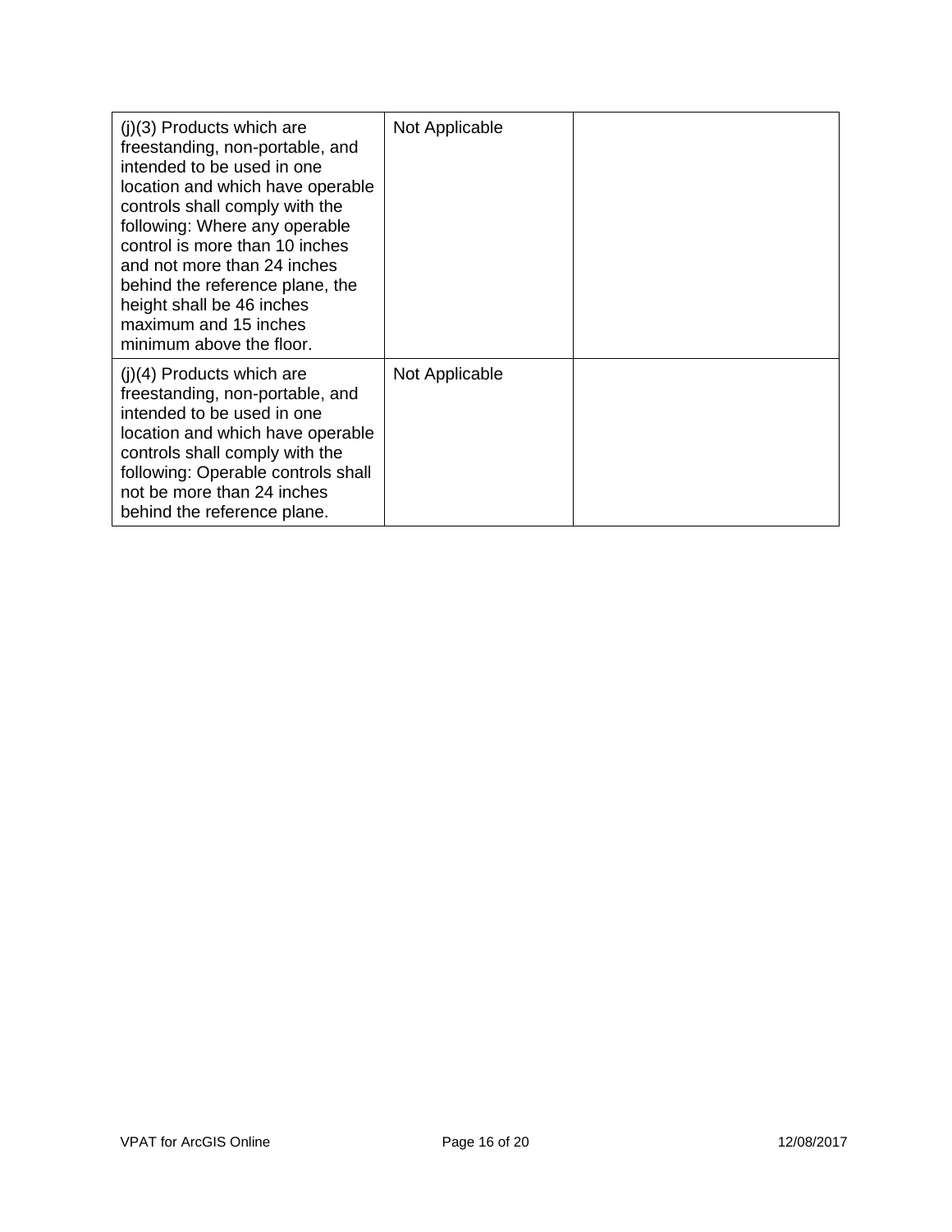| | | |
|---|---|---|
| (j)(3) Products which are freestanding, non-portable, and intended to be used in one location and which have operable controls shall comply with the following: Where any operable control is more than 10 inches and not more than 24 inches behind the reference plane, the height shall be 46 inches maximum and 15 inches minimum above the floor. | Not Applicable | |
| (j)(4) Products which are freestanding, non-portable, and intended to be used in one location and which have operable controls shall comply with the following: Operable controls shall not be more than 24 inches behind the reference plane. | Not Applicable | |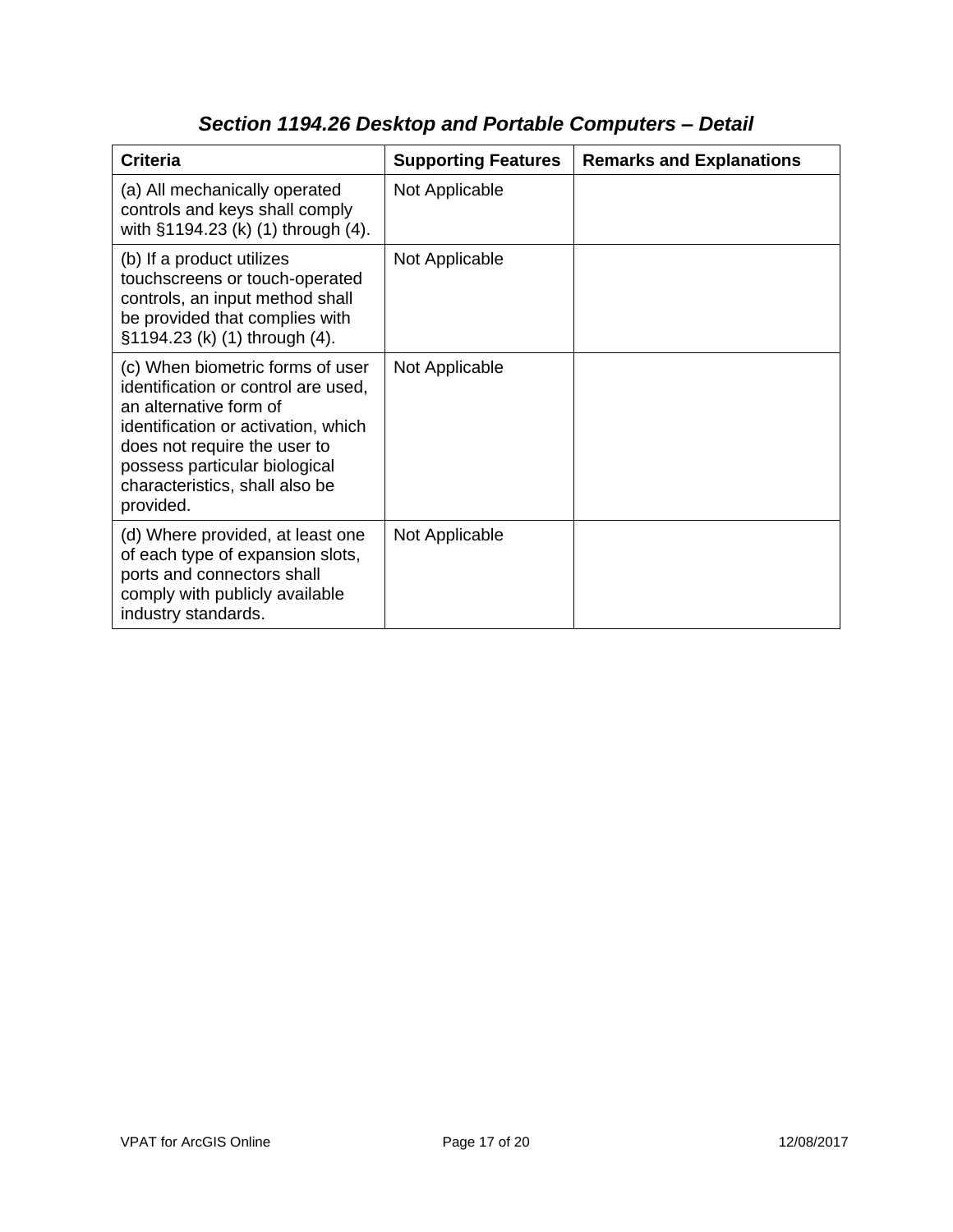### *Section 1194.26 Desktop and Portable Computers – Detail*

| Criteria | Supporting Features | Remarks and Explanations |
| --- | --- | --- |
| (a) All mechanically operated controls and keys shall comply with §1194.23 (k) (1) through (4). | Not Applicable | |
| (b) If a product utilizes touchscreens or touch-operated controls, an input method shall be provided that complies with §1194.23 (k) (1) through (4). | Not Applicable | |
| (c) When biometric forms of user identification or control are used, an alternative form of identification or activation, which does not require the user to possess particular biological characteristics, shall also be provided. | Not Applicable | |
| (d) Where provided, at least one of each type of expansion slots, ports and connectors shall comply with publicly available industry standards. | Not Applicable | |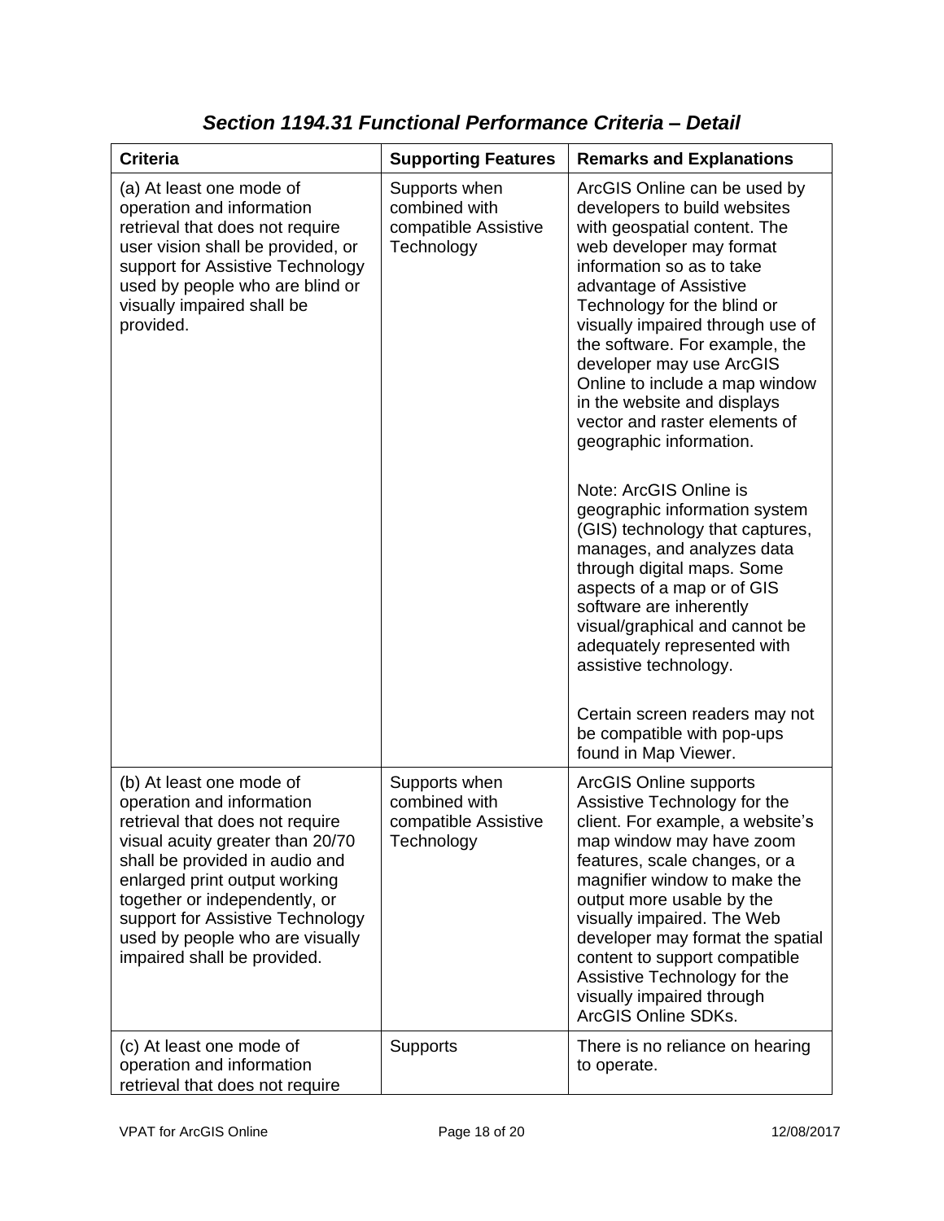### *Section 1194.31 Functional Performance Criteria – Detail*

| Criteria | Supporting Features | Remarks and Explanations |
|---|---|---|
| (a) At least one mode of operation and information retrieval that does not require user vision shall be provided, or support for Assistive Technology used by people who are blind or visually impaired shall be provided. | Supports when combined with compatible Assistive Technology | ArcGIS Online can be used by developers to build websites with geospatial content. The web developer may format information so as to take advantage of Assistive Technology for the blind or visually impaired through use of the software. For example, the developer may use ArcGIS Online to include a map window in the website and displays vector and raster elements of geographic information.<br><br>Note: ArcGIS Online is geographic information system (GIS) technology that captures, manages, and analyzes data through digital maps. Some aspects of a map or of GIS software are inherently visual/graphical and cannot be adequately represented with assistive technology.<br><br>Certain screen readers may not be compatible with pop-ups found in Map Viewer. |
| (b) At least one mode of operation and information retrieval that does not require visual acuity greater than 20/70 shall be provided in audio and enlarged print output working together or independently, or support for Assistive Technology used by people who are visually impaired shall be provided. | Supports when combined with compatible Assistive Technology | ArcGIS Online supports Assistive Technology for the client. For example, a website's map window may have zoom features, scale changes, or a magnifier window to make the output more usable by the visually impaired. The Web developer may format the spatial content to support compatible Assistive Technology for the visually impaired through ArcGIS Online SDKs. |
| (c) At least one mode of operation and information retrieval that does not require | Supports | There is no reliance on hearing to operate. |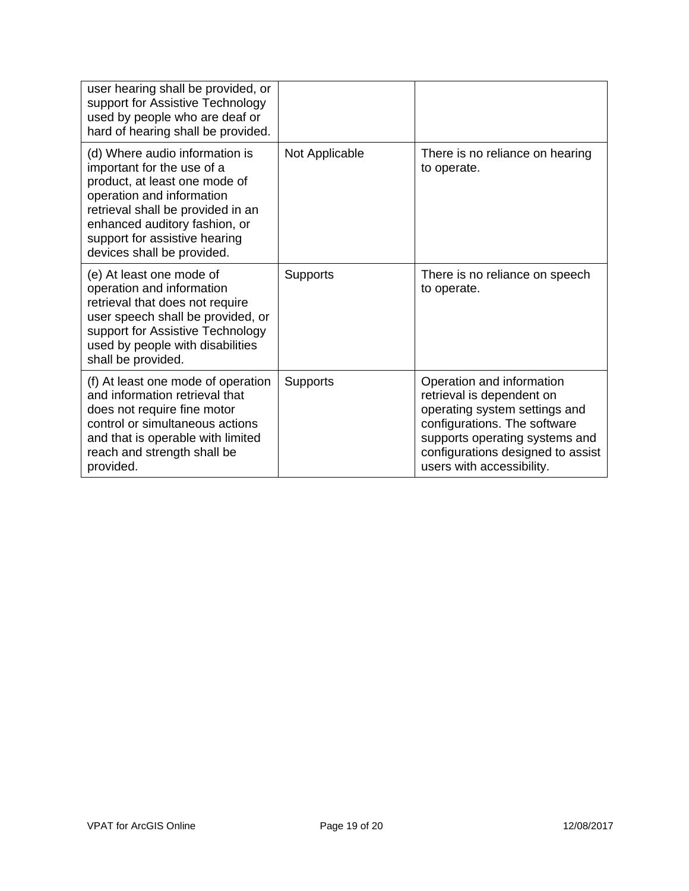| | | |
|---|---|---|
| user hearing shall be provided, or support for Assistive Technology used by people who are deaf or hard of hearing shall be provided. | | |
| (d) Where audio information is important for the use of a product, at least one mode of operation and information retrieval shall be provided in an enhanced auditory fashion, or support for assistive hearing devices shall be provided. | Not Applicable | There is no reliance on hearing to operate. |
| (e) At least one mode of operation and information retrieval that does not require user speech shall be provided, or support for Assistive Technology used by people with disabilities shall be provided. | Supports | There is no reliance on speech to operate. |
| (f) At least one mode of operation and information retrieval that does not require fine motor control or simultaneous actions and that is operable with limited reach and strength shall be provided. | Supports | Operation and information retrieval is dependent on operating system settings and configurations. The software supports operating systems and configurations designed to assist users with accessibility. |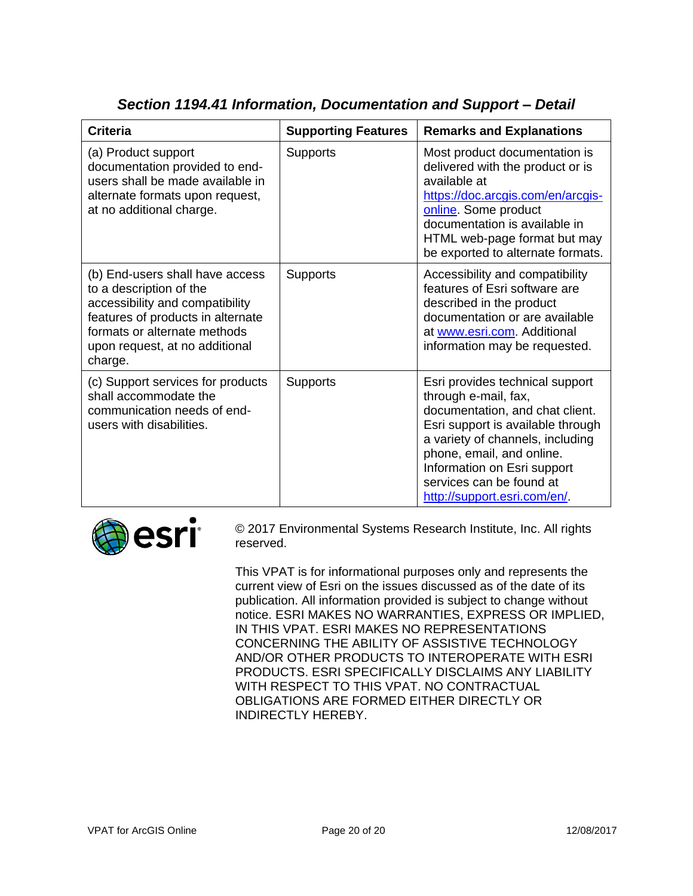### *Section 1194.41 Information, Documentation and Support – Detail*

| Criteria | Supporting Features | Remarks and Explanations |
| --- | --- | --- |
| (a) Product support documentation provided to end-users shall be made available in alternate formats upon request, at no additional charge. | Supports | Most product documentation is delivered with the product or is available at [https://doc.arcgis.com/en/arcgis-online](https://doc.arcgis.com/en/arcgis-online). Some product documentation is available in HTML web-page format but may be exported to alternate formats. |
| (b) End-users shall have access to a description of the accessibility and compatibility features of products in alternate formats or alternate methods upon request, at no additional charge. | Supports | Accessibility and compatibility features of Esri software are described in the product documentation or are available at [www.esri.com](http://www.esri.com). Additional information may be requested. |
| (c) Support services for products shall accommodate the communication needs of end-users with disabilities. | Supports | Esri provides technical support through e-mail, fax, documentation, and chat client. Esri support is available through a variety of channels, including phone, email, and online. Information on Esri support services can be found at [http://support.esri.com/en/](http://support.esri.com/en/). |

esri

© 2017 Environmental Systems Research Institute, Inc. All rights reserved.

This VPAT is for informational purposes only and represents the current view of Esri on the issues discussed as of the date of its publication. All information provided is subject to change without notice. ESRI MAKES NO WARRANTIES, EXPRESS OR IMPLIED, IN THIS VPAT. ESRI MAKES NO REPRESENTATIONS CONCERNING THE ABILITY OF ASSISTIVE TECHNOLOGY AND/OR OTHER PRODUCTS TO INTEROPERATE WITH ESRI PRODUCTS. ESRI SPECIFICALLY DISCLAIMS ANY LIABILITY WITH RESPECT TO THIS VPAT. NO CONTRACTUAL OBLIGATIONS ARE FORMED EITHER DIRECTLY OR INDIRECTLY HEREBY.